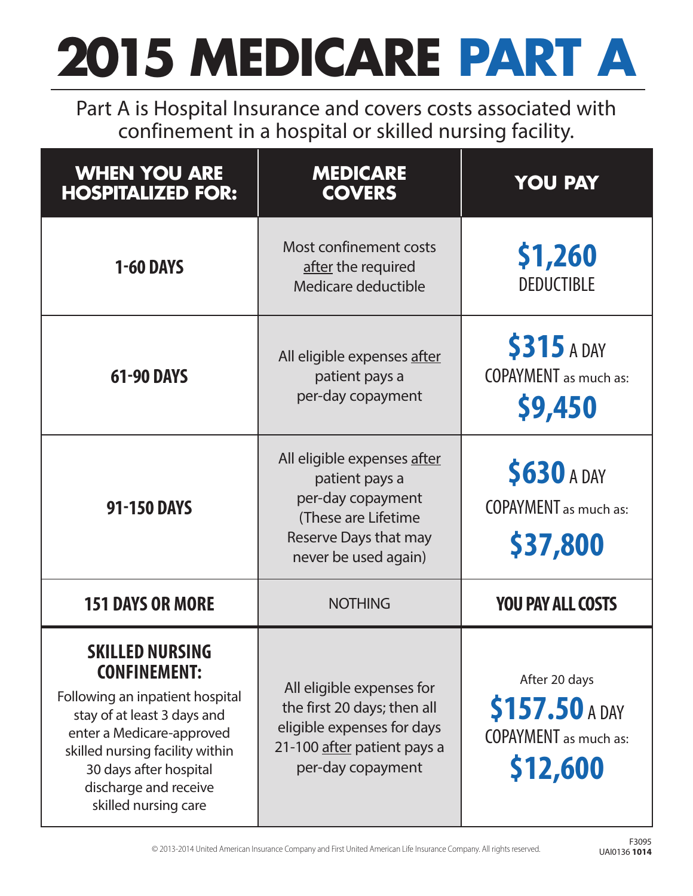# 2015 MEDICARE PART A

Part A is Hospital Insurance and covers costs associated with confinement in a hospital or skilled nursing facility.

| WHEN YOU ARE HOSPITALIZED FOR: | MEDICARE COVERS | YOU PAY |
|---|---|---|
| **1-60 DAYS** | Most confinement costs after the required Medicare deductible | **$1,260** DEDUCTIBLE |
| **61-90 DAYS** | All eligible expenses after patient pays a per-day copayment | **$315** A DAY COPAYMENT as much as: **$9,450** |
| **91-150 DAYS** | All eligible expenses after patient pays a per-day copayment (These are Lifetime Reserve Days that may never be used again) | **$630** A DAY COPAYMENT as much as: **$37,800** |
| **151 DAYS OR MORE** | NOTHING | **YOU PAY ALL COSTS** |
| **SKILLED NURSING CONFINEMENT:** Following an inpatient hospital stay of at least 3 days and enter a Medicare-approved skilled nursing facility within 30 days after hospital discharge and receive skilled nursing care | All eligible expenses for the first 20 days; then all eligible expenses for days 21-100 after patient pays a per-day copayment | After 20 days **$157.50** A DAY COPAYMENT as much as: **$12,600** |

© 2013-2014 United American Insurance Company and First United American Life Insurance Company. All rights reserved.

F3095
UAI0136 **1014**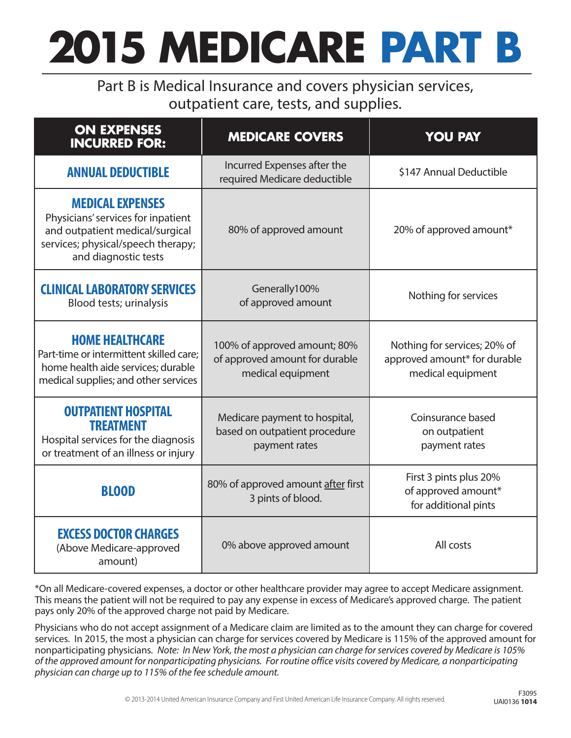# 2015 MEDICARE PART B

Part B is Medical Insurance and covers physician services, outpatient care, tests, and supplies.

| ON EXPENSES INCURRED FOR: | MEDICARE COVERS | YOU PAY |
|---|---|---|
| **ANNUAL DEDUCTIBLE** | Incurred Expenses after the required Medicare deductible | $147 Annual Deductible |
| **MEDICAL EXPENSES** Physicians' services for inpatient and outpatient medical/surgical services; physical/speech therapy; and diagnostic tests | 80% of approved amount | 20% of approved amount* |
| **CLINICAL LABORATORY SERVICES** Blood tests; urinalysis | Generally100% of approved amount | Nothing for services |
| **HOME HEALTHCARE** Part-time or intermittent skilled care; home health aide services; durable medical supplies; and other services | 100% of approved amount; 80% of approved amount for durable medical equipment | Nothing for services; 20% of approved amount* for durable medical equipment |
| **OUTPATIENT HOSPITAL TREATMENT** Hospital services for the diagnosis or treatment of an illness or injury | Medicare payment to hospital, based on outpatient procedure payment rates | Coinsurance based on outpatient payment rates |
| **BLOOD** | 80% of approved amount after first 3 pints of blood. | First 3 pints plus 20% of approved amount* for additional pints |
| **EXCESS DOCTOR CHARGES** (Above Medicare-approved amount) | 0% above approved amount | All costs |

*On all Medicare-covered expenses, a doctor or other healthcare provider may agree to accept Medicare assignment. This means the patient will not be required to pay any expense in excess of Medicare's approved charge. The patient pays only 20% of the approved charge not paid by Medicare.

Physicians who do not accept assignment of a Medicare claim are limited as to the amount they can charge for covered services. In 2015, the most a physician can charge for services covered by Medicare is 115% of the approved amount for nonparticipating physicians. *Note: In New York, the most a physician can charge for services covered by Medicare is 105% of the approved amount for nonparticipating physicians. For routine office visits covered by Medicare, a nonparticipating physician can charge up to 115% of the fee schedule amount.*

© 2013-2014 United American Insurance Company and First United American Life Insurance Company. All rights reserved.

F3095
UAI0136 **1014**